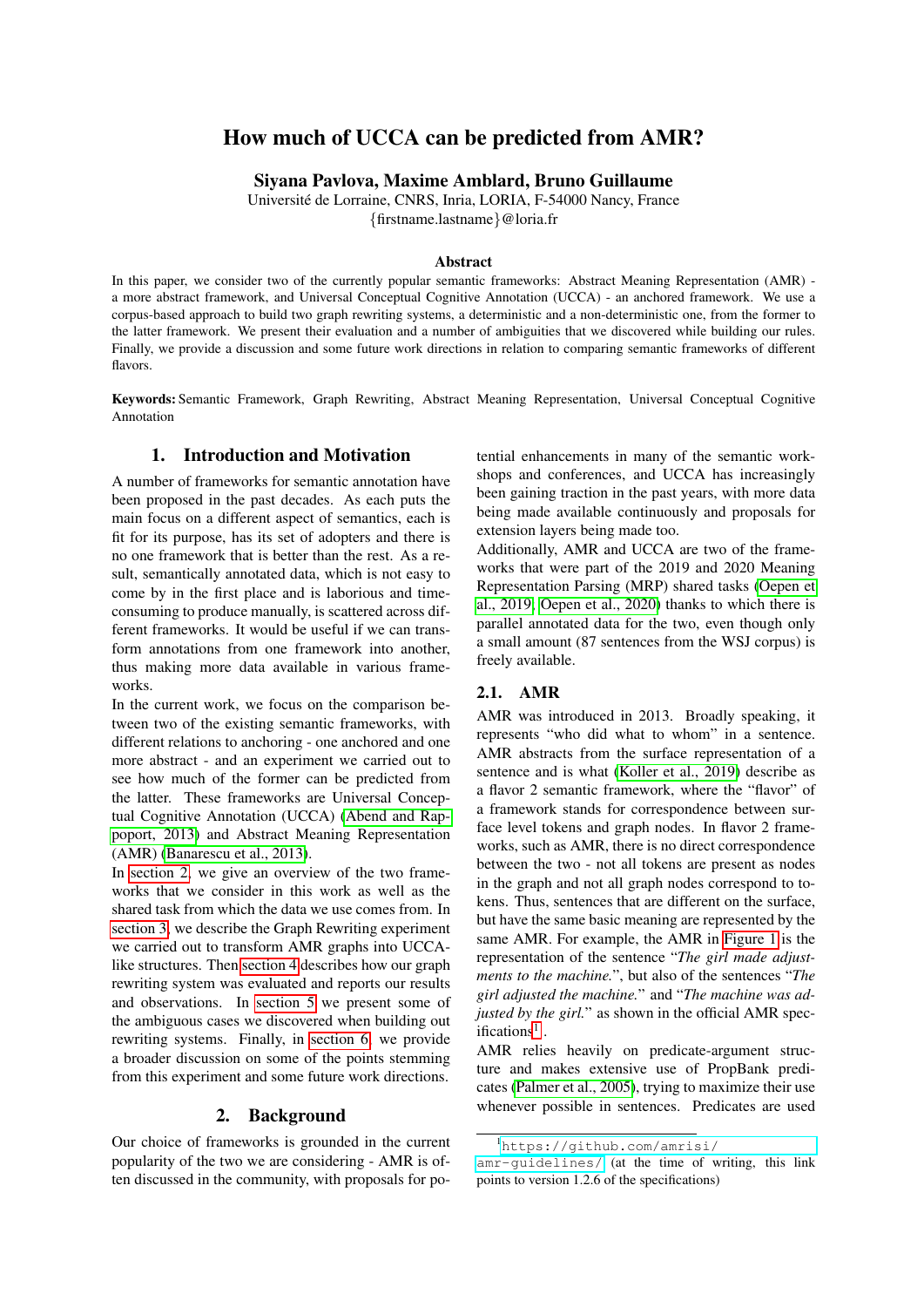# How much of UCCA can be predicted from AMR?

**Siyana Pavlova, Maxime Amblard, Bruno Guillaume**

Université de Lorraine, CNRS, Inria, LORIA, F-54000 Nancy, France

{firstname.lastname}@loria.fr

## Abstract

In this paper, we consider two of the currently popular semantic frameworks: Abstract Meaning Representation (AMR) - a more abstract framework, and Universal Conceptual Cognitive Annotation (UCCA) - an anchored framework. We use a corpus-based approach to build two graph rewriting systems, a deterministic and a non-deterministic one, from the former to the latter framework. We present their evaluation and a number of ambiguities that we discovered while building our rules. Finally, we provide a discussion and some future work directions in relation to comparing semantic frameworks of different flavors.

**Keywords:** Semantic Framework, Graph Rewriting, Abstract Meaning Representation, Universal Conceptual Cognitive Annotation

## 1. Introduction and Motivation

A number of frameworks for semantic annotation have been proposed in the past decades. As each puts the main focus on a different aspect of semantics, each is fit for its purpose, has its set of adopters and there is no one framework that is better than the rest. As a result, semantically annotated data, which is not easy to come by in the first place and is laborious and time-consuming to produce manually, is scattered across different frameworks. It would be useful if we can transform annotations from one framework into another, thus making more data available in various frameworks.

In the current work, we focus on the comparison between two of the existing semantic frameworks, with different relations to anchoring - one anchored and one more abstract - and an experiment we carried out to see how much of the former can be predicted from the latter. These frameworks are Universal Conceptual Cognitive Annotation (UCCA) (Abend and Rappoport, 2013) and Abstract Meaning Representation (AMR) (Banarescu et al., 2013).

In section 2, we give an overview of the two frameworks that we consider in this work as well as the shared task from which the data we use comes from. In section 3, we describe the Graph Rewriting experiment we carried out to transform AMR graphs into UCCA-like structures. Then section 4 describes how our graph rewriting system was evaluated and reports our results and observations. In section 5 we present some of the ambiguous cases we discovered when building out rewriting systems. Finally, in section 6, we provide a broader discussion on some of the points stemming from this experiment and some future work directions.

## 2. Background

Our choice of frameworks is grounded in the current popularity of the two we are considering - AMR is often discussed in the community, with proposals for potential enhancements in many of the semantic workshops and conferences, and UCCA has increasingly been gaining traction in the past years, with more data being made available continuously and proposals for extension layers being made too.

Additionally, AMR and UCCA are two of the frameworks that were part of the 2019 and 2020 Meaning Representation Parsing (MRP) shared tasks (Oepen et al., 2019; Oepen et al., 2020) thanks to which there is parallel annotated data for the two, even though only a small amount (87 sentences from the WSJ corpus) is freely available.

### 2.1. AMR

AMR was introduced in 2013. Broadly speaking, it represents "who did what to whom" in a sentence. AMR abstracts from the surface representation of a sentence and is what (Koller et al., 2019) describe as a flavor 2 semantic framework, where the "flavor" of a framework stands for correspondence between surface level tokens and graph nodes. In flavor 2 frameworks, such as AMR, there is no direct correspondence between the two - not all tokens are present as nodes in the graph and not all graph nodes correspond to tokens. Thus, sentences that are different on the surface, but have the same basic meaning are represented by the same AMR. For example, the AMR in Figure 1 is the representation of the sentence "*The girl made adjustments to the machine.*", but also of the sentences "*The girl adjusted the machine.*" and "*The machine was adjusted by the girl.*" as shown in the official AMR specifications[1].

AMR relies heavily on predicate-argument structure and makes extensive use of PropBank predicates (Palmer et al., 2005), trying to maximize their use whenever possible in sentences. Predicates are used

[1] https://github.com/amrisi/amr-guidelines/ (at the time of writing, this link points to version 1.2.6 of the specifications)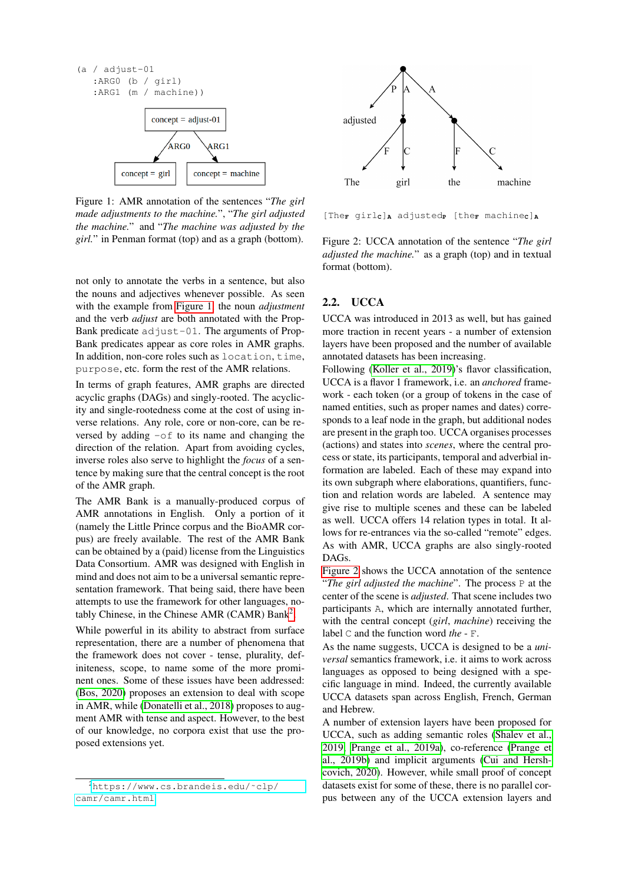```
(a / adjust-01
   :ARG0 (b / girl)
   :ARG1 (m / machine))
```

Figure 1: AMR annotation of the sentences "*The girl made adjustments to the machine.*", "*The girl adjusted the machine.*" and "*The machine was adjusted by the girl.*" in Penman format (top) and as a graph (bottom).

not only to annotate the verbs in a sentence, but also the nouns and adjectives whenever possible. As seen with the example from Figure 1, the noun *adjustment* and the verb *adjust* are both annotated with the PropBank predicate `adjust-01`. The arguments of PropBank predicates appear as core roles in AMR graphs. In addition, non-core roles such as `location`, `time`, `purpose`, etc. form the rest of the AMR relations.

In terms of graph features, AMR graphs are directed acyclic graphs (DAGs) and singly-rooted. The acyclicity and single-rootedness come at the cost of using inverse relations. Any role, core or non-core, can be reversed by adding `-of` to its name and changing the direction of the relation. Apart from avoiding cycles, inverse roles also serve to highlight the *focus* of a sentence by making sure that the central concept is the root of the AMR graph.

The AMR Bank is a manually-produced corpus of AMR annotations in English. Only a portion of it (namely the Little Prince corpus and the BioAMR corpus) are freely available. The rest of the AMR Bank can be obtained by a (paid) license from the Linguistics Data Consortium. AMR was designed with English in mind and does not aim to be a universal semantic representation framework. That being said, there have been attempts to use the framework for other languages, notably Chinese, in the Chinese AMR (CAMR) Bank[2].

While powerful in its ability to abstract from surface representation, there are a number of phenomena that the framework does not cover - tense, plurality, definiteness, scope, to name some of the more prominent ones. Some of these issues have been addressed: (Bos, 2020) proposes an extension to deal with scope in AMR, while (Donatelli et al., 2018) proposes to augment AMR with tense and aspect. However, to the best of our knowledge, no corpora exist that use the proposed extensions yet.

[2] https://www.cs.brandeis.edu/~clp/camr/camr.html

[The$_F$ girl$_C$]$_A$ adjusted$_P$ [the$_F$ machine$_C$]$_A$

Figure 2: UCCA annotation of the sentence "*The girl adjusted the machine.*" as a graph (top) and in textual format (bottom).

## 2.2. UCCA

UCCA was introduced in 2013 as well, but has gained more traction in recent years - a number of extension layers have been proposed and the number of available annotated datasets has been increasing.

Following (Koller et al., 2019)'s flavor classification, UCCA is a flavor 1 framework, i.e. an *anchored* framework - each token (or a group of tokens in the case of named entities, such as proper names and dates) corresponds to a leaf node in the graph, but additional nodes are present in the graph too. UCCA organises processes (actions) and states into *scenes*, where the central process or state, its participants, temporal and adverbial information are labeled. Each of these may expand into its own subgraph where elaborations, sub-scenes, function and relation words are labeled. A sentence may give rise to multiple scenes and these can be labeled as well. UCCA offers 14 relation types in total. It allows for re-entrances via the so-called "remote" edges. As with AMR, UCCA graphs are also singly-rooted DAGs.

Figure 2 shows the UCCA annotation of the sentence "*The girl adjusted the machine*". The process `P` at the center of the scene is *adjusted*. That scene includes two participants `A`, which are internally annotated further, with the central concept (*girl*, *machine*) receiving the label `C` and the function word *the* - `F`.

As the name suggests, UCCA is designed to be a *universal* semantics framework, i.e. it aims to work across languages as opposed to being designed with a specific language in mind. Indeed, the currently available UCCA datasets span across English, French, German and Hebrew.

A number of extension layers have been proposed for UCCA, such as adding semantic roles (Shalev et al., 2019; Prange et al., 2019a), co-reference (Prange et al., 2019b) and implicit arguments (Cui and Hershcovich, 2020). However, while small proof of concept datasets exist for some of these, there is no parallel corpus between any of the UCCA extension layers and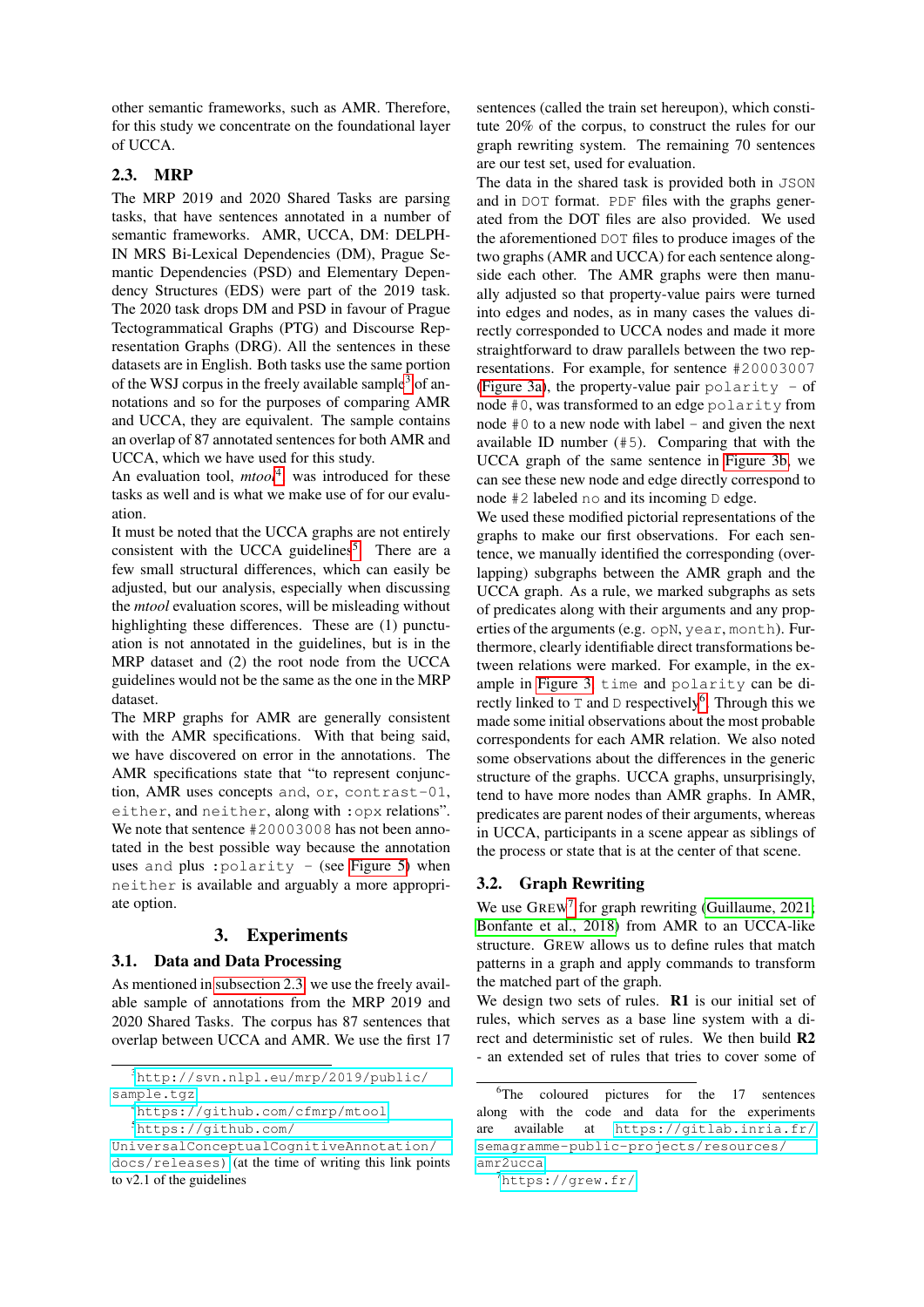other semantic frameworks, such as AMR. Therefore, for this study we concentrate on the foundational layer of UCCA.

### 2.3. MRP

The MRP 2019 and 2020 Shared Tasks are parsing tasks, that have sentences annotated in a number of semantic frameworks. AMR, UCCA, DM: DELPH-IN MRS Bi-Lexical Dependencies (DM), Prague Semantic Dependencies (PSD) and Elementary Dependency Structures (EDS) were part of the 2019 task. The 2020 task drops DM and PSD in favour of Prague Tectogrammatical Graphs (PTG) and Discourse Representation Graphs (DRG). All the sentences in these datasets are in English. Both tasks use the same portion of the WSJ corpus in the freely available sample[3] of annotations and so for the purposes of comparing AMR and UCCA, they are equivalent. The sample contains an overlap of 87 annotated sentences for both AMR and UCCA, which we have used for this study.

An evaluation tool, *mtool*[4], was introduced for these tasks as well and is what we make use of for our evaluation.

It must be noted that the UCCA graphs are not entirely consistent with the UCCA guidelines[5]. There are a few small structural differences, which can easily be adjusted, but our analysis, especially when discussing the *mtool* evaluation scores, will be misleading without highlighting these differences. These are (1) punctuation is not annotated in the guidelines, but is in the MRP dataset and (2) the root node from the UCCA guidelines would not be the same as the one in the MRP dataset.

The MRP graphs for AMR are generally consistent with the AMR specifications. With that being said, we have discovered on error in the annotations. The AMR specifications state that "to represent conjunction, AMR uses concepts `and`, `or`, `contrast-01`, `either`, and `neither`, along with `:opx` relations". We note that sentence `#20003008` has not been annotated in the best possible way because the annotation uses `and` plus `:polarity -` (see Figure 5) when `neither` is available and arguably a more appropriate option.

## 3. Experiments

### 3.1. Data and Data Processing

As mentioned in subsection 2.3, we use the freely available sample of annotations from the MRP 2019 and 2020 Shared Tasks. The corpus has 87 sentences that overlap between UCCA and AMR. We use the first 17 sentences (called the train set hereupon), which constitute 20% of the corpus, to construct the rules for our graph rewriting system. The remaining 70 sentences are our test set, used for evaluation.

The data in the shared task is provided both in `JSON` and in `DOT` format. `PDF` files with the graphs generated from the `DOT` files are also provided. We used the aforementioned `DOT` files to produce images of the two graphs (AMR and UCCA) for each sentence alongside each other. The AMR graphs were then manually adjusted so that property-value pairs were turned into edges and nodes, as in many cases the values directly corresponded to UCCA nodes and made it more straightforward to draw parallels between the two representations. For example, for sentence `#20003007` (Figure 3a), the property-value pair `polarity - of` node `#0`, was transformed to an edge `polarity` from node `#0` to a new node with label `-` and given the next available ID number (`#5`). Comparing that with the UCCA graph of the same sentence in Figure 3b, we can see these new node and edge directly correspond to node `#2` labeled `no` and its incoming `D` edge.

We used these modified pictorial representations of the graphs to make our first observations. For each sentence, we manually identified the corresponding (overlapping) subgraphs between the AMR graph and the UCCA graph. As a rule, we marked subgraphs as sets of predicates along with their arguments and any properties of the arguments (e.g. `opN`, `year`, `month`). Furthermore, clearly identifiable direct transformations between relations were marked. For example, in the example in Figure 3 `time` and `polarity` can be directly linked to `T` and `D` respectively[6]. Through this we made some initial observations about the most probable correspondents for each AMR relation. We also noted some observations about the differences in the generic structure of the graphs. UCCA graphs, unsurprisingly, tend to have more nodes than AMR graphs. In AMR, predicates are parent nodes of their arguments, whereas in UCCA, participants in a scene appear as siblings of the process or state that is at the center of that scene.

### 3.2. Graph Rewriting

We use GREW[7] for graph rewriting (Guillaume, 2021; Bonfante et al., 2018) from AMR to an UCCA-like structure. GREW allows us to define rules that match patterns in a graph and apply commands to transform the matched part of the graph.

We design two sets of rules. **R1** is our initial set of rules, which serves as a base line system with a direct and deterministic set of rules. We then build **R2** - an extended set of rules that tries to cover some of

---

[3] `http://svn.nlpl.eu/mrp/2019/public/sample.tgz`

[4] `https://github.com/cfmrp/mtool`

[5] `https://github.com/UniversalConceptualCognitiveAnnotation/docs/releases)` (at the time of writing this link points to v2.1 of the guidelines

[6] The coloured pictures for the 17 sentences along with the code and data for the experiments are available at `https://gitlab.inria.fr/semagramme-public-projects/resources/amr2ucca`

[7] `https://grew.fr/`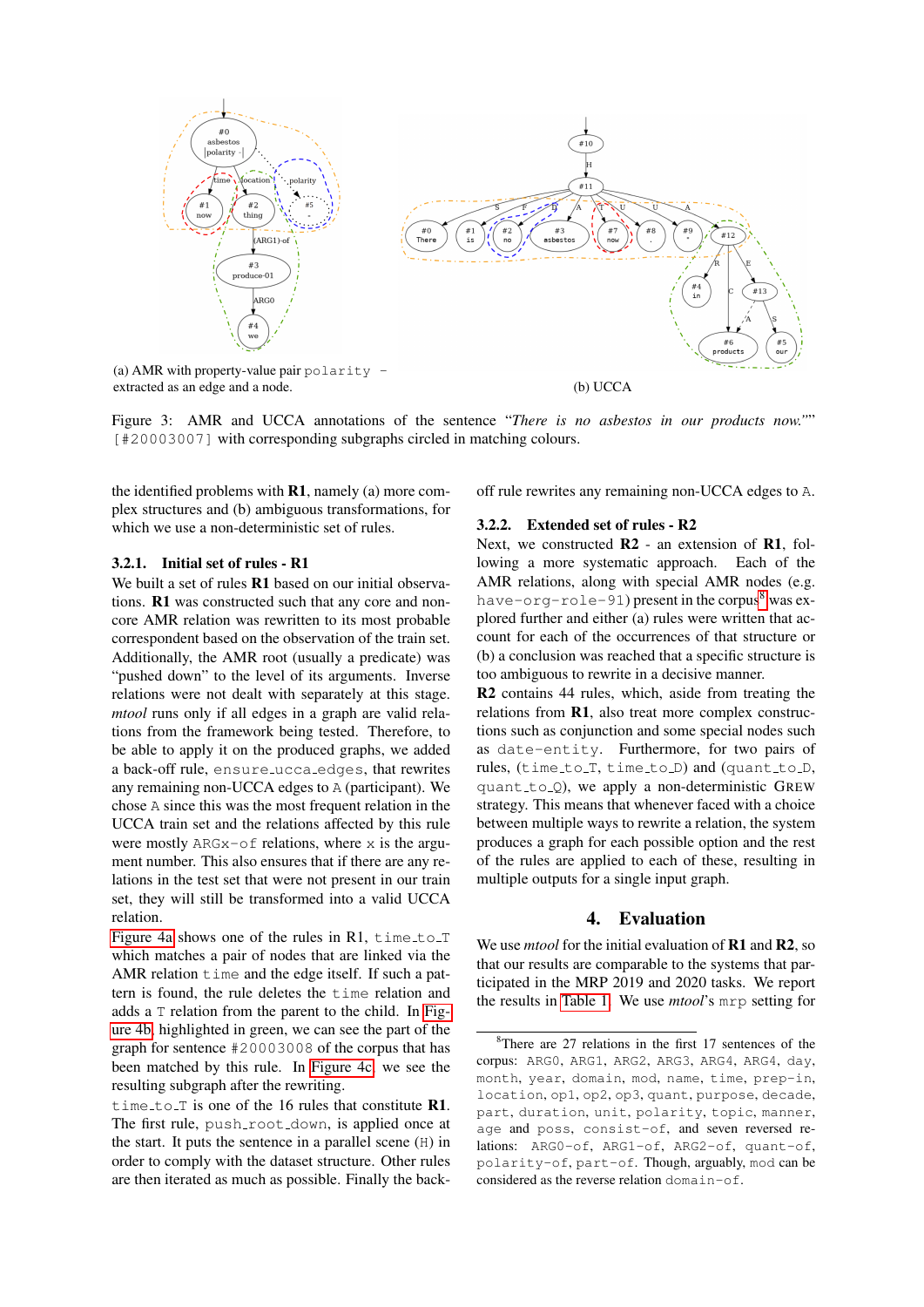(a) AMR with property-value pair `polarity -` extracted as an edge and a node.

(b) UCCA

Figure 3: AMR and UCCA annotations of the sentence *"There is no asbestos in our products now."*" [#20003007] with corresponding subgraphs circled in matching colours.

the identified problems with **R1**, namely (a) more complex structures and (b) ambiguous transformations, for which we use a non-deterministic set of rules.

### 3.2.1. Initial set of rules - R1

We built a set of rules **R1** based on our initial observations. **R1** was constructed such that any core and non-core AMR relation was rewritten to its most probable correspondent based on the observation of the train set. Additionally, the AMR root (usually a predicate) was "pushed down" to the level of its arguments. Inverse relations were not dealt with separately at this stage. *mtool* runs only if all edges in a graph are valid relations from the framework being tested. Therefore, to be able to apply it on the produced graphs, we added a back-off rule, `ensure_ucca_edges`, that rewrites any remaining non-UCCA edges to `A` (participant). We chose `A` since this was the most frequent relation in the UCCA train set and the relations affected by this rule were mostly `ARGx-of` relations, where `x` is the argument number. This also ensures that if there are any relations in the test set that were not present in our train set, they will still be transformed into a valid UCCA relation.

Figure 4a shows one of the rules in R1, `time_to_T` which matches a pair of nodes that are linked via the AMR relation `time` and the edge itself. If such a pattern is found, the rule deletes the `time` relation and adds a `T` relation from the parent to the child. In Figure 4b, highlighted in green, we can see the part of the graph for sentence `#20003008` of the corpus that has been matched by this rule. In Figure 4c we see the resulting subgraph after the rewriting.

`time_to_T` is one of the 16 rules that constitute **R1**. The first rule, `push_root_down`, is applied once at the start. It puts the sentence in a parallel scene (`H`) in order to comply with the dataset structure. Other rules are then iterated as much as possible. Finally the back-off rule rewrites any remaining non-UCCA edges to `A`.

### 3.2.2. Extended set of rules - R2

Next, we constructed **R2** - an extension of **R1**, following a more systematic approach. Each of the AMR relations, along with special AMR nodes (e.g. `have-org-role-91`) present in the corpus[8] was explored further and either (a) rules were written that account for each of the occurrences of that structure or (b) a conclusion was reached that a specific structure is too ambiguous to rewrite in a decisive manner.

**R2** contains 44 rules, which, aside from treating the relations from **R1**, also treat more complex constructions such as conjunction and some special nodes such as `date-entity`. Furthermore, for two pairs of rules, (`time_to_T`, `time_to_D`) and (`quant_to_D`, `quant_to_Q`), we apply a non-deterministic GREW strategy. This means that whenever faced with a choice between multiple ways to rewrite a relation, the system produces a graph for each possible option and the rest of the rules are applied to each of these, resulting in multiple outputs for a single input graph.

## 4. Evaluation

We use *mtool* for the initial evaluation of **R1** and **R2**, so that our results are comparable to the systems that participated in the MRP 2019 and 2020 tasks. We report the results in Table 1. We use *mtool*'s `mrp` setting for

[8] There are 27 relations in the first 17 sentences of the corpus: `ARG0`, `ARG1`, `ARG2`, `ARG3`, `ARG4`, `ARG4`, `day`, `month`, `year`, `domain`, `mod`, `name`, `time`, `prep-in`, `location`, `op1`, `op2`, `op3`, `quant`, `purpose`, `decade`, `part`, `duration`, `unit`, `polarity`, `topic`, `manner`, `age` and `poss`, `consist-of`, and seven reversed relations: `ARG0-of`, `ARG1-of`, `ARG2-of`, `quant-of`, `polarity-of`, `part-of`. Though, arguably, `mod` can be considered as the reverse relation `domain-of`.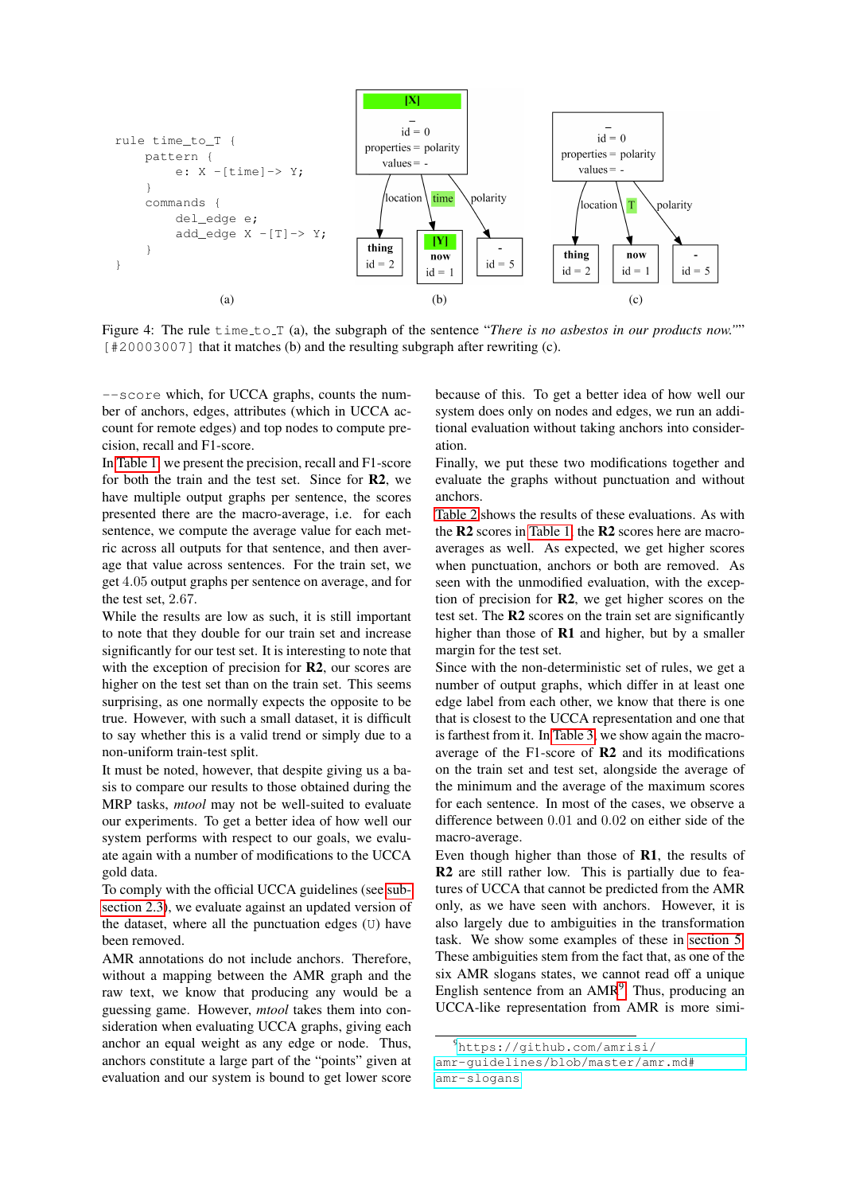```
rule time_to_T {
    pattern {
        e: X -[time]-> Y;
    }
    commands {
        del_edge e;
        add_edge X -[T]-> Y;
    }
}
```

(a)

(b)

(c)

Figure 4: The rule `time_to_T` (a), the subgraph of the sentence "*There is no asbestos in our products now.*"" `[#20003007]` that it matches (b) and the resulting subgraph after rewriting (c).

`--score` which, for UCCA graphs, counts the number of anchors, edges, attributes (which in UCCA account for remote edges) and top nodes to compute precision, recall and F1-score.

In Table 1, we present the precision, recall and F1-score for both the train and the test set. Since for **R2**, we have multiple output graphs per sentence, the scores presented there are the macro-average, i.e. for each sentence, we compute the average value for each metric across all outputs for that sentence, and then average that value across sentences. For the train set, we get 4.05 output graphs per sentence on average, and for the test set, 2.67.

While the results are low as such, it is still important to note that they double for our train set and increase significantly for our test set. It is interesting to note that with the exception of precision for **R2**, our scores are higher on the test set than on the train set. This seems surprising, as one normally expects the opposite to be true. However, with such a small dataset, it is difficult to say whether this is a valid trend or simply due to a non-uniform train-test split.

It must be noted, however, that despite giving us a basis to compare our results to those obtained during the MRP tasks, *mtool* may not be well-suited to evaluate our experiments. To get a better idea of how well our system performs with respect to our goals, we evaluate again with a number of modifications to the UCCA gold data.

To comply with the official UCCA guidelines (see subsection 2.3), we evaluate against an updated version of the dataset, where all the punctuation edges (`U`) have been removed.

AMR annotations do not include anchors. Therefore, without a mapping between the AMR graph and the raw text, we know that producing any would be a guessing game. However, *mtool* takes them into consideration when evaluating UCCA graphs, giving each anchor an equal weight as any edge or node. Thus, anchors constitute a large part of the "points" given at evaluation and our system is bound to get lower score because of this. To get a better idea of how well our system does only on nodes and edges, we run an additional evaluation without taking anchors into consideration.

Finally, we put these two modifications together and evaluate the graphs without punctuation and without anchors.

Table 2 shows the results of these evaluations. As with the **R2** scores in Table 1, the **R2** scores here are macro-averages as well. As expected, we get higher scores when punctuation, anchors or both are removed. As seen with the unmodified evaluation, with the exception of precision for **R2**, we get higher scores on the test set. The **R2** scores on the train set are significantly higher than those of **R1** and higher, but by a smaller margin for the test set.

Since with the non-deterministic set of rules, we get a number of output graphs, which differ in at least one edge label from each other, we know that there is one that is closest to the UCCA representation and one that is farthest from it. In Table 3, we show again the macro-average of the F1-score of **R2** and its modifications on the train set and test set, alongside the average of the minimum and the average of the maximum scores for each sentence. In most of the cases, we observe a difference between 0.01 and 0.02 on either side of the macro-average.

Even though higher than those of **R1**, the results of **R2** are still rather low. This is partially due to features of UCCA that cannot be predicted from the AMR only, as we have seen with anchors. However, it is also largely due to ambiguities in the transformation task. We show some examples of these in section 5. These ambiguities stem from the fact that, as one of the six AMR slogans states, we cannot read off a unique English sentence from an AMR[9]. Thus, producing an UCCA-like representation from AMR is more simi-

[9] https://github.com/amrisi/amr-guidelines/blob/master/amr.md#amr-slogans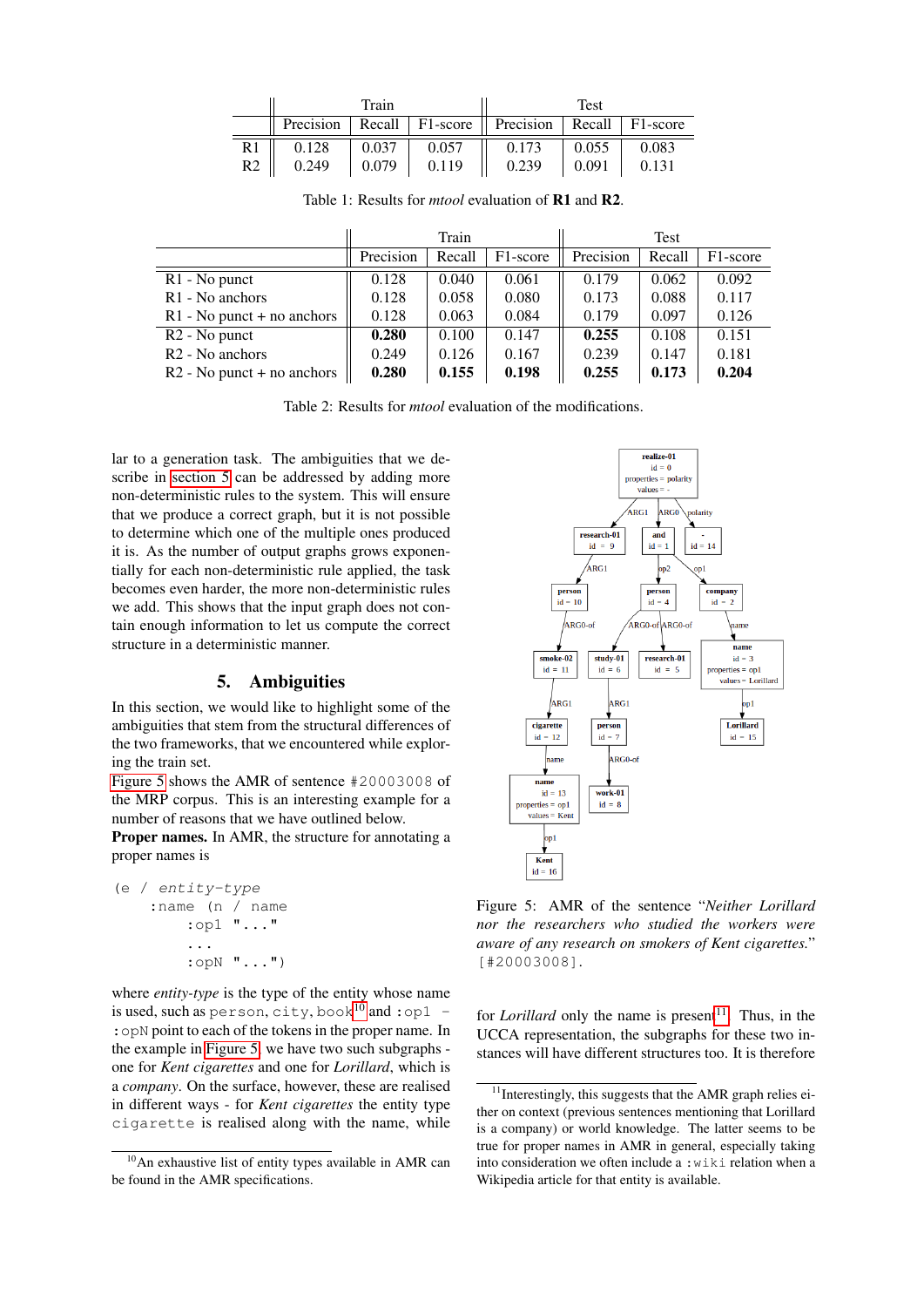| | Train | | | Test | | |
|---|---|---|---|---|---|---|
| | Precision | Recall | F1-score | Precision | Recall | F1-score |
| R1 | 0.128 | 0.037 | 0.057 | 0.173 | 0.055 | 0.083 |
| R2 | 0.249 | 0.079 | 0.119 | 0.239 | 0.091 | 0.131 |

Table 1: Results for *mtool* evaluation of **R1** and **R2**.

| | Train | | | Test | | |
|---|---|---|---|---|---|---|
| | Precision | Recall | F1-score | Precision | Recall | F1-score |
| R1 - No punct | 0.128 | 0.040 | 0.061 | 0.179 | 0.062 | 0.092 |
| R1 - No anchors | 0.128 | 0.058 | 0.080 | 0.173 | 0.088 | 0.117 |
| R1 - No punct + no anchors | 0.128 | 0.063 | 0.084 | 0.179 | 0.097 | 0.126 |
| R2 - No punct | **0.280** | 0.100 | 0.147 | **0.255** | 0.108 | 0.151 |
| R2 - No anchors | 0.249 | 0.126 | 0.167 | 0.239 | 0.147 | 0.181 |
| R2 - No punct + no anchors | **0.280** | **0.155** | **0.198** | **0.255** | **0.173** | **0.204** |

Table 2: Results for *mtool* evaluation of the modifications.

lar to a generation task. The ambiguities that we describe in section 5 can be addressed by adding more non-deterministic rules to the system. This will ensure that we produce a correct graph, but it is not possible to determine which one of the multiple ones produced it is. As the number of output graphs grows exponentially for each non-deterministic rule applied, the task becomes even harder, the more non-deterministic rules we add. This shows that the input graph does not contain enough information to let us compute the correct structure in a deterministic manner.

## 5. Ambiguities

In this section, we would like to highlight some of the ambiguities that stem from the structural differences of the two frameworks, that we encountered while exploring the train set.

Figure 5 shows the AMR of sentence #20003008 of the MRP corpus. This is an interesting example for a number of reasons that we have outlined below.

**Proper names.** In AMR, the structure for annotating a proper names is

```
(e / entity-type
    :name (n / name
        :op1 "..."
        ...
        :opN "..."))
```

where *entity-type* is the type of the entity whose name is used, such as person, city, book[10] and :op1 – :opN point to each of the tokens in the proper name. In the example in Figure 5, we have two such subgraphs - one for *Kent cigarettes* and one for *Lorillard*, which is a *company*. On the surface, however, these are realised in different ways - for *Kent cigarettes* the entity type cigarette is realised along with the name, while for *Lorillard* only the name is present[11]. Thus, in the UCCA representation, the subgraphs for these two instances will have different structures too. It is therefore

Figure 5: AMR of the sentence "*Neither Lorillard nor the researchers who studied the workers were aware of any research on smokers of Kent cigarettes.*" [#20003008].

[10] An exhaustive list of entity types available in AMR can be found in the AMR specifications.

[11] Interestingly, this suggests that the AMR graph relies either on context (previous sentences mentioning that Lorillard is a company) or world knowledge. The latter seems to be true for proper names in AMR in general, especially taking into consideration we often include a :wiki relation when a Wikipedia article for that entity is available.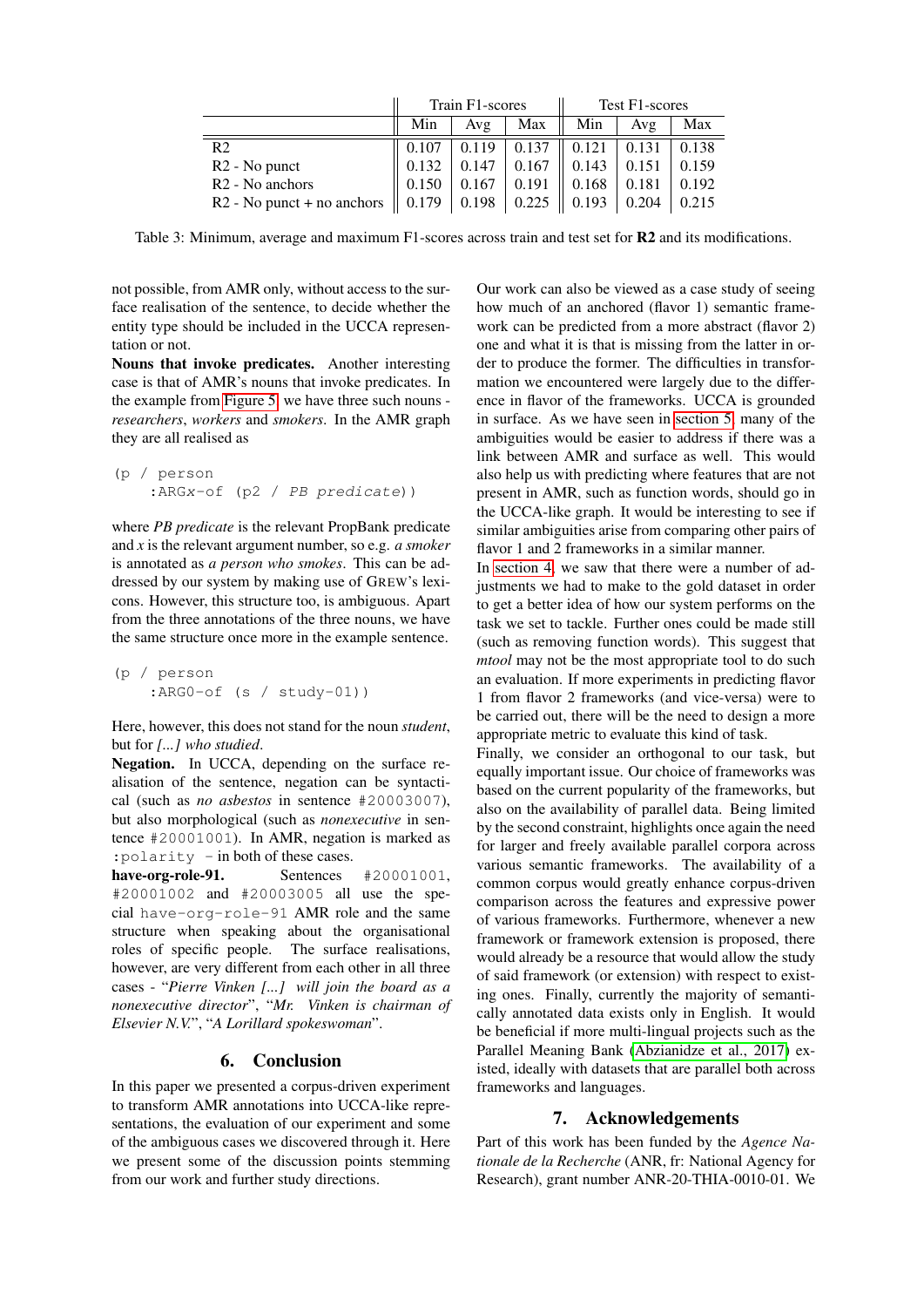| | Train F1-scores | | | Test F1-scores | | |
|---|---|---|---|---|---|---|
| | Min | Avg | Max | Min | Avg | Max |
| R2 | 0.107 | 0.119 | 0.137 | 0.121 | 0.131 | 0.138 |
| R2 - No punct | 0.132 | 0.147 | 0.167 | 0.143 | 0.151 | 0.159 |
| R2 - No anchors | 0.150 | 0.167 | 0.191 | 0.168 | 0.181 | 0.192 |
| R2 - No punct + no anchors | 0.179 | 0.198 | 0.225 | 0.193 | 0.204 | 0.215 |

Table 3: Minimum, average and maximum F1-scores across train and test set for **R2** and its modifications.

not possible, from AMR only, without access to the surface realisation of the sentence, to decide whether the entity type should be included in the UCCA representation or not.

**Nouns that invoke predicates.** Another interesting case is that of AMR's nouns that invoke predicates. In the example from Figure 5, we have three such nouns - *researchers*, *workers* and *smokers*. In the AMR graph they are all realised as

```
(p / person
    :ARGx-of (p2 / PB predicate))
```

where *PB predicate* is the relevant PropBank predicate and *x* is the relevant argument number, so e.g. *a smoker* is annotated as *a person who smokes*. This can be addressed by our system by making use of GREW's lexicons. However, this structure too, is ambiguous. Apart from the three annotations of the three nouns, we have the same structure once more in the example sentence.

```
(p / person
    :ARG0-of (s / study-01))
```

Here, however, this does not stand for the noun *student*, but for *[...] who studied*.

**Negation.** In UCCA, depending on the surface realisation of the sentence, negation can be syntactical (such as *no asbestos* in sentence #20003007), but also morphological (such as *nonexecutive* in sentence #20001001). In AMR, negation is marked as :polarity - in both of these cases.

**have-org-role-91.** Sentences #20001001, #20001002 and #20003005 all use the special have-org-role-91 AMR role and the same structure when speaking about the organisational roles of specific people. The surface realisations, however, are very different from each other in all three cases - "*Pierre Vinken [...] will join the board as a nonexecutive director*", "*Mr. Vinken is chairman of Elsevier N.V.*", "*A Lorillard spokeswoman*".

## 6. Conclusion

In this paper we presented a corpus-driven experiment to transform AMR annotations into UCCA-like representations, the evaluation of our experiment and some of the ambiguous cases we discovered through it. Here we present some of the discussion points stemming from our work and further study directions.

Our work can also be viewed as a case study of seeing how much of an anchored (flavor 1) semantic framework can be predicted from a more abstract (flavor 2) one and what it is that is missing from the latter in order to produce the former. The difficulties in transformation we encountered were largely due to the difference in flavor of the frameworks. UCCA is grounded in surface. As we have seen in section 5, many of the ambiguities would be easier to address if there was a link between AMR and surface as well. This would also help us with predicting where features that are not present in AMR, such as function words, should go in the UCCA-like graph. It would be interesting to see if similar ambiguities arise from comparing other pairs of flavor 1 and 2 frameworks in a similar manner.

In section 4, we saw that there were a number of adjustments we had to make to the gold dataset in order to get a better idea of how our system performs on the task we set to tackle. Further ones could be made still (such as removing function words). This suggest that *mtool* may not be the most appropriate tool to do such an evaluation. If more experiments in predicting flavor 1 from flavor 2 frameworks (and vice-versa) were to be carried out, there will be the need to design a more appropriate metric to evaluate this kind of task.

Finally, we consider an orthogonal to our task, but equally important issue. Our choice of frameworks was based on the current popularity of the frameworks, but also on the availability of parallel data. Being limited by the second constraint, highlights once again the need for larger and freely available parallel corpora across various semantic frameworks. The availability of a common corpus would greatly enhance corpus-driven comparison across the features and expressive power of various frameworks. Furthermore, whenever a new framework or framework extension is proposed, there would already be a resource that would allow the study of said framework (or extension) with respect to existing ones. Finally, currently the majority of semantically annotated data exists only in English. It would be beneficial if more multi-lingual projects such as the Parallel Meaning Bank (Abzianidze et al., 2017) existed, ideally with datasets that are parallel both across frameworks and languages.

## 7. Acknowledgements

Part of this work has been funded by the *Agence Nationale de la Recherche* (ANR, fr: National Agency for Research), grant number ANR-20-THIA-0010-01. We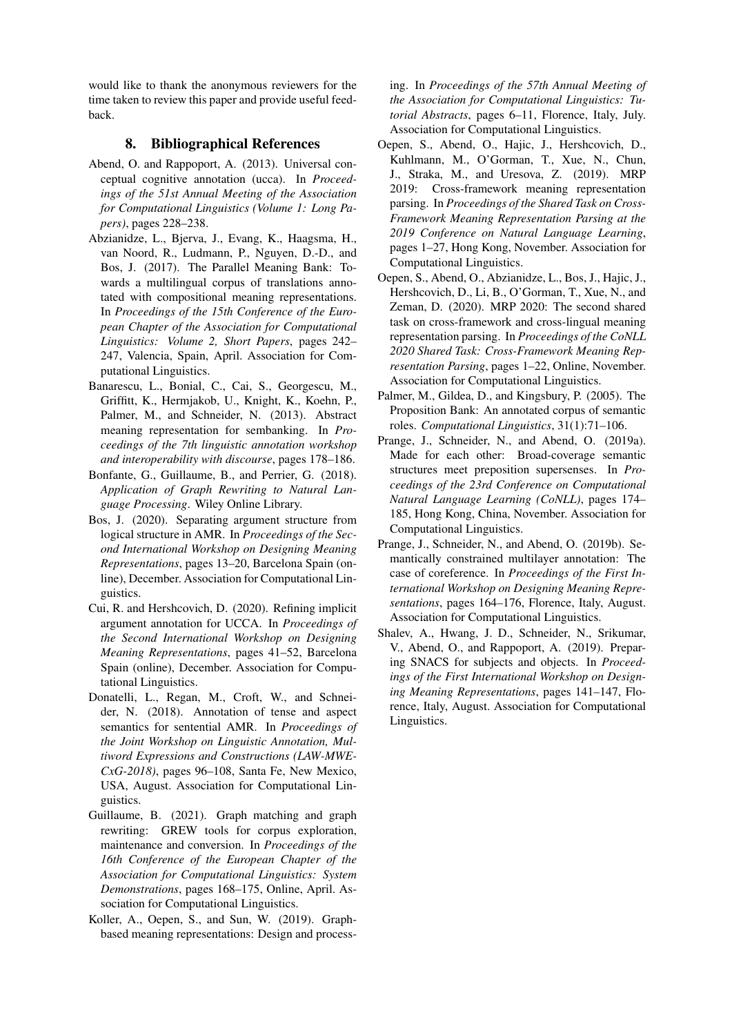would like to thank the anonymous reviewers for the time taken to review this paper and provide useful feedback.

## 8. Bibliographical References

Abend, O. and Rappoport, A. (2013). Universal conceptual cognitive annotation (ucca). In *Proceedings of the 51st Annual Meeting of the Association for Computational Linguistics (Volume 1: Long Papers)*, pages 228–238.

Abzianidze, L., Bjerva, J., Evang, K., Haagsma, H., van Noord, R., Ludmann, P., Nguyen, D.-D., and Bos, J. (2017). The Parallel Meaning Bank: Towards a multilingual corpus of translations annotated with compositional meaning representations. In *Proceedings of the 15th Conference of the European Chapter of the Association for Computational Linguistics: Volume 2, Short Papers*, pages 242–247, Valencia, Spain, April. Association for Computational Linguistics.

Banarescu, L., Bonial, C., Cai, S., Georgescu, M., Griffitt, K., Hermjakob, U., Knight, K., Koehn, P., Palmer, M., and Schneider, N. (2013). Abstract meaning representation for sembanking. In *Proceedings of the 7th linguistic annotation workshop and interoperability with discourse*, pages 178–186.

Bonfante, G., Guillaume, B., and Perrier, G. (2018). *Application of Graph Rewriting to Natural Language Processing*. Wiley Online Library.

Bos, J. (2020). Separating argument structure from logical structure in AMR. In *Proceedings of the Second International Workshop on Designing Meaning Representations*, pages 13–20, Barcelona Spain (online), December. Association for Computational Linguistics.

Cui, R. and Hershcovich, D. (2020). Refining implicit argument annotation for UCCA. In *Proceedings of the Second International Workshop on Designing Meaning Representations*, pages 41–52, Barcelona Spain (online), December. Association for Computational Linguistics.

Donatelli, L., Regan, M., Croft, W., and Schneider, N. (2018). Annotation of tense and aspect semantics for sentential AMR. In *Proceedings of the Joint Workshop on Linguistic Annotation, Multiword Expressions and Constructions (LAW-MWE-CxG-2018)*, pages 96–108, Santa Fe, New Mexico, USA, August. Association for Computational Linguistics.

Guillaume, B. (2021). Graph matching and graph rewriting: GREW tools for corpus exploration, maintenance and conversion. In *Proceedings of the 16th Conference of the European Chapter of the Association for Computational Linguistics: System Demonstrations*, pages 168–175, Online, April. Association for Computational Linguistics.

Koller, A., Oepen, S., and Sun, W. (2019). Graph-based meaning representations: Design and processing. In *Proceedings of the 57th Annual Meeting of the Association for Computational Linguistics: Tutorial Abstracts*, pages 6–11, Florence, Italy, July. Association for Computational Linguistics.

Oepen, S., Abend, O., Hajic, J., Hershcovich, D., Kuhlmann, M., O'Gorman, T., Xue, N., Chun, J., Straka, M., and Uresova, Z. (2019). MRP 2019: Cross-framework meaning representation parsing. In *Proceedings of the Shared Task on Cross-Framework Meaning Representation Parsing at the 2019 Conference on Natural Language Learning*, pages 1–27, Hong Kong, November. Association for Computational Linguistics.

Oepen, S., Abend, O., Abzianidze, L., Bos, J., Hajic, J., Hershcovich, D., Li, B., O'Gorman, T., Xue, N., and Zeman, D. (2020). MRP 2020: The second shared task on cross-framework and cross-lingual meaning representation parsing. In *Proceedings of the CoNLL 2020 Shared Task: Cross-Framework Meaning Representation Parsing*, pages 1–22, Online, November. Association for Computational Linguistics.

Palmer, M., Gildea, D., and Kingsbury, P. (2005). The Proposition Bank: An annotated corpus of semantic roles. *Computational Linguistics*, 31(1):71–106.

Prange, J., Schneider, N., and Abend, O. (2019a). Made for each other: Broad-coverage semantic structures meet preposition supersenses. In *Proceedings of the 23rd Conference on Computational Natural Language Learning (CoNLL)*, pages 174–185, Hong Kong, China, November. Association for Computational Linguistics.

Prange, J., Schneider, N., and Abend, O. (2019b). Semantically constrained multilayer annotation: The case of coreference. In *Proceedings of the First International Workshop on Designing Meaning Representations*, pages 164–176, Florence, Italy, August. Association for Computational Linguistics.

Shalev, A., Hwang, J. D., Schneider, N., Srikumar, V., Abend, O., and Rappoport, A. (2019). Preparing SNACS for subjects and objects. In *Proceedings of the First International Workshop on Designing Meaning Representations*, pages 141–147, Florence, Italy, August. Association for Computational Linguistics.